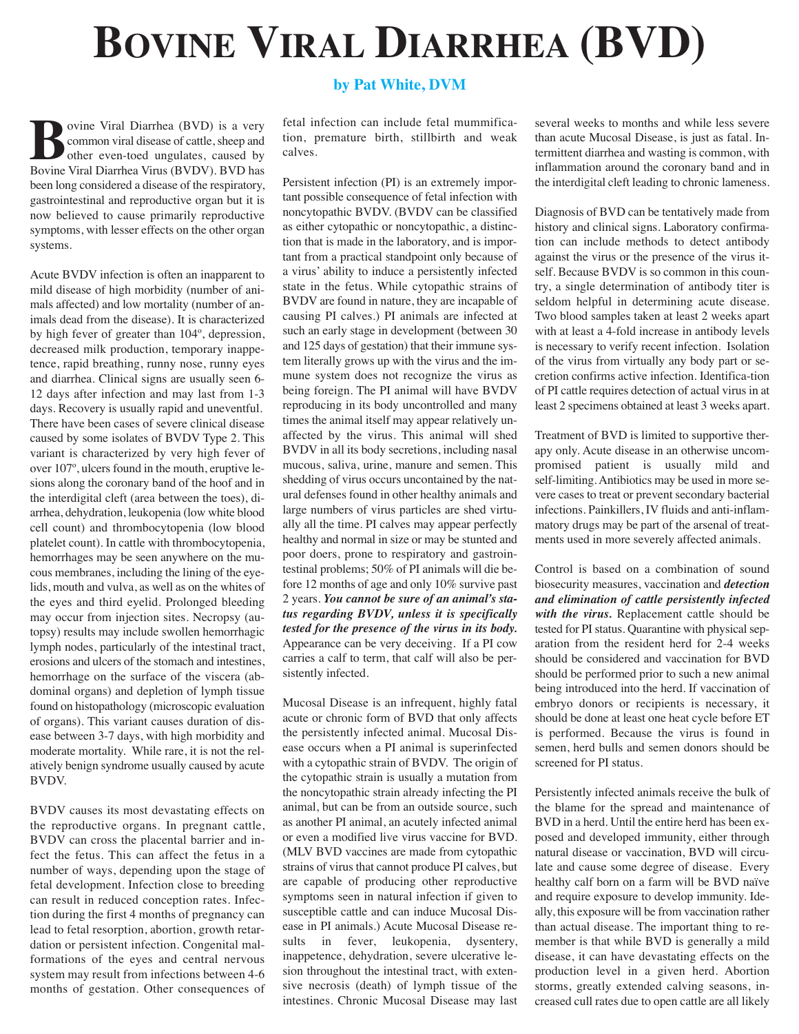# Bovine Viral Diarrhea (BVD)

**by Pat White, DVM**

Bovine Viral Diarrhea (BVD) is a very common viral disease of cattle, sheep and other even-toed ungulates, caused by Bovine Viral Diarrhea Virus (BVDV). BVD has been long considered a disease of the respiratory, gastrointestinal and reproductive organ but it is now believed to cause primarily reproductive symptoms, with lesser effects on the other organ systems.

Acute BVDV infection is often an inapparent to mild disease of high morbidity (number of animals affected) and low mortality (number of animals dead from the disease). It is characterized by high fever of greater than 104º, depression, decreased milk production, temporary inappetence, rapid breathing, runny nose, runny eyes and diarrhea. Clinical signs are usually seen 6-12 days after infection and may last from 1-3 days. Recovery is usually rapid and uneventful. There have been cases of severe clinical disease caused by some isolates of BVDV Type 2. This variant is characterized by very high fever of over 107º, ulcers found in the mouth, eruptive lesions along the coronary band of the hoof and in the interdigital cleft (area between the toes), diarrhea, dehydration, leukopenia (low white blood cell count) and thrombocytopenia (low blood platelet count). In cattle with thrombocytopenia, hemorrhages may be seen anywhere on the mucous membranes, including the lining of the eyelids, mouth and vulva, as well as on the whites of the eyes and third eyelid. Prolonged bleeding may occur from injection sites. Necropsy (autopsy) results may include swollen hemorrhagic lymph nodes, particularly of the intestinal tract, erosions and ulcers of the stomach and intestines, hemorrhage on the surface of the viscera (abdominal organs) and depletion of lymph tissue found on histopathology (microscopic evaluation of organs). This variant causes duration of disease between 3-7 days, with high morbidity and moderate mortality. While rare, it is not the relatively benign syndrome usually caused by acute BVDV.

BVDV causes its most devastating effects on the reproductive organs. In pregnant cattle, BVDV can cross the placental barrier and infect the fetus. This can affect the fetus in a number of ways, depending upon the stage of fetal development. Infection close to breeding can result in reduced conception rates. Infection during the first 4 months of pregnancy can lead to fetal resorption, abortion, growth retardation or persistent infection. Congenital malformations of the eyes and central nervous system may result from infections between 4-6 months of gestation. Other consequences of fetal infection can include fetal mummification, premature birth, stillbirth and weak calves.

Persistent infection (PI) is an extremely important possible consequence of fetal infection with noncytopathic BVDV. (BVDV can be classified as either cytopathic or noncytopathic, a distinction that is made in the laboratory, and is important from a practical standpoint only because of a virus' ability to induce a persistently infected state in the fetus. While cytopathic strains of BVDV are found in nature, they are incapable of causing PI calves.) PI animals are infected at such an early stage in development (between 30 and 125 days of gestation) that their immune system literally grows up with the virus and the immune system does not recognize the virus as being foreign. The PI animal will have BVDV reproducing in its body uncontrolled and many times the animal itself may appear relatively unaffected by the virus. This animal will shed BVDV in all its body secretions, including nasal mucous, saliva, urine, manure and semen. This shedding of virus occurs uncontained by the natural defenses found in other healthy animals and large numbers of virus particles are shed virtually all the time. PI calves may appear perfectly healthy and normal in size or may be stunted and poor doers, prone to respiratory and gastrointestinal problems; 50% of PI animals will die before 12 months of age and only 10% survive past 2 years. ***You cannot be sure of an animal's status regarding BVDV, unless it is specifically tested for the presence of the virus in its body.*** Appearance can be very deceiving. If a PI cow carries a calf to term, that calf will also be persistently infected.

Mucosal Disease is an infrequent, highly fatal acute or chronic form of BVD that only affects the persistently infected animal. Mucosal Disease occurs when a PI animal is superinfected with a cytopathic strain of BVDV. The origin of the cytopathic strain is usually a mutation from the noncytopathic strain already infecting the PI animal, but can be from an outside source, such as another PI animal, an acutely infected animal or even a modified live virus vaccine for BVD. (MLV BVD vaccines are made from cytopathic strains of virus that cannot produce PI calves, but are capable of producing other reproductive symptoms seen in natural infection if given to susceptible cattle and can induce Mucosal Disease in PI animals.) Acute Mucosal Disease results in fever, leukopenia, dysentery, inappetence, dehydration, severe ulcerative lesion throughout the intestinal tract, with extensive necrosis (death) of lymph tissue of the intestines. Chronic Mucosal Disease may last several weeks to months and while less severe than acute Mucosal Disease, is just as fatal. Intermittent diarrhea and wasting is common, with inflammation around the coronary band and in the interdigital cleft leading to chronic lameness.

Diagnosis of BVD can be tentatively made from history and clinical signs. Laboratory confirmation can include methods to detect antibody against the virus or the presence of the virus itself. Because BVDV is so common in this country, a single determination of antibody titer is seldom helpful in determining acute disease. Two blood samples taken at least 2 weeks apart with at least a 4-fold increase in antibody levels is necessary to verify recent infection. Isolation of the virus from virtually any body part or secretion confirms active infection. Identifica-tion of PI cattle requires detection of actual virus in at least 2 specimens obtained at least 3 weeks apart.

Treatment of BVD is limited to supportive therapy only. Acute disease in an otherwise uncompromised patient is usually mild and self-limiting. Antibiotics may be used in more severe cases to treat or prevent secondary bacterial infections. Painkillers, IV fluids and anti-inflammatory drugs may be part of the arsenal of treatments used in more severely affected animals.

Control is based on a combination of sound biosecurity measures, vaccination and ***detection and elimination of cattle persistently infected with the virus.*** Replacement cattle should be tested for PI status. Quarantine with physical separation from the resident herd for 2-4 weeks should be considered and vaccination for BVD should be performed prior to such a new animal being introduced into the herd. If vaccination of embryo donors or recipients is necessary, it should be done at least one heat cycle before ET is performed. Because the virus is found in semen, herd bulls and semen donors should be screened for PI status.

Persistently infected animals receive the bulk of the blame for the spread and maintenance of BVD in a herd. Until the entire herd has been exposed and developed immunity, either through natural disease or vaccination, BVD will circulate and cause some degree of disease. Every healthy calf born on a farm will be BVD naïve and require exposure to develop immunity. Ideally, this exposure will be from vaccination rather than actual disease. The important thing to remember is that while BVD is generally a mild disease, it can have devastating effects on the production level in a given herd. Abortion storms, greatly extended calving seasons, increased cull rates due to open cattle are all likely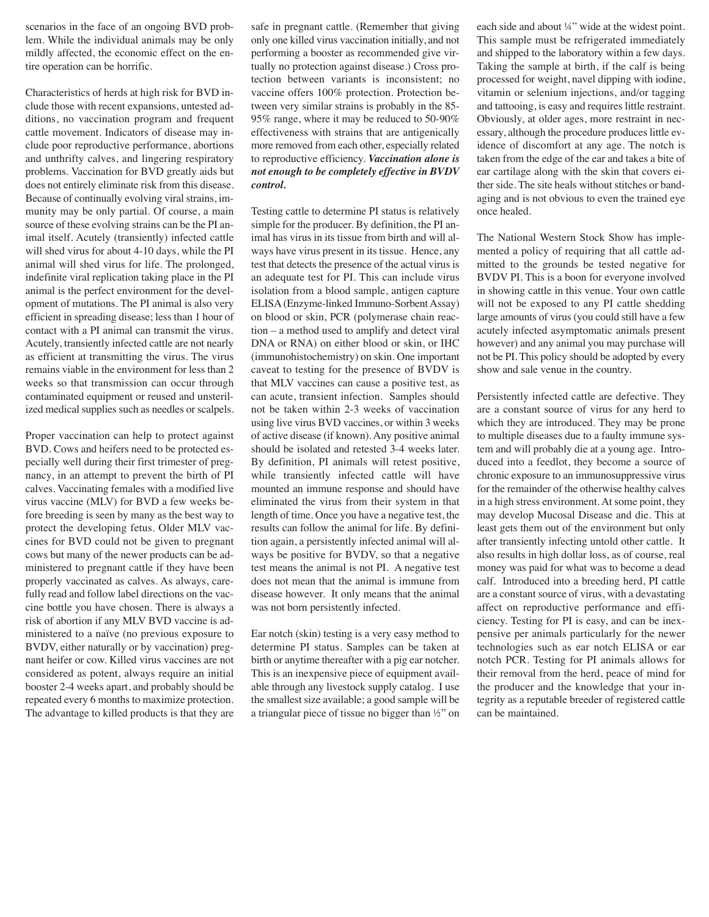scenarios in the face of an ongoing BVD problem. While the individual animals may be only mildly affected, the economic effect on the entire operation can be horrific.

Characteristics of herds at high risk for BVD include those with recent expansions, untested additions, no vaccination program and frequent cattle movement. Indicators of disease may include poor reproductive performance, abortions and unthrifty calves, and lingering respiratory problems. Vaccination for BVD greatly aids but does not entirely eliminate risk from this disease. Because of continually evolving viral strains, immunity may be only partial. Of course, a main source of these evolving strains can be the PI animal itself. Acutely (transiently) infected cattle will shed virus for about 4-10 days, while the PI animal will shed virus for life. The prolonged, indefinite viral replication taking place in the PI animal is the perfect environment for the development of mutations. The PI animal is also very efficient in spreading disease; less than 1 hour of contact with a PI animal can transmit the virus. Acutely, transiently infected cattle are not nearly as efficient at transmitting the virus. The virus remains viable in the environment for less than 2 weeks so that transmission can occur through contaminated equipment or reused and unsterilized medical supplies such as needles or scalpels.

Proper vaccination can help to protect against BVD. Cows and heifers need to be protected especially well during their first trimester of pregnancy, in an attempt to prevent the birth of PI calves. Vaccinating females with a modified live virus vaccine (MLV) for BVD a few weeks before breeding is seen by many as the best way to protect the developing fetus. Older MLV vaccines for BVD could not be given to pregnant cows but many of the newer products can be administered to pregnant cattle if they have been properly vaccinated as calves. As always, carefully read and follow label directions on the vaccine bottle you have chosen. There is always a risk of abortion if any MLV BVD vaccine is administered to a naïve (no previous exposure to BVDV, either naturally or by vaccination) pregnant heifer or cow. Killed virus vaccines are not considered as potent, always require an initial booster 2-4 weeks apart, and probably should be repeated every 6 months to maximize protection. The advantage to killed products is that they are safe in pregnant cattle. (Remember that giving only one killed virus vaccination initially, and not performing a booster as recommended give virtually no protection against disease.) Cross protection between variants is inconsistent; no vaccine offers 100% protection. Protection between very similar strains is probably in the 85-95% range, where it may be reduced to 50-90% effectiveness with strains that are antigenically more removed from each other, especially related to reproductive efficiency. ***Vaccination alone is not enough to be completely effective in BVDV control.***

Testing cattle to determine PI status is relatively simple for the producer. By definition, the PI animal has virus in its tissue from birth and will always have virus present in its tissue. Hence, any test that detects the presence of the actual virus is an adequate test for PI. This can include virus isolation from a blood sample, antigen capture ELISA (Enzyme-linked Immuno-Sorbent Assay) on blood or skin, PCR (polymerase chain reaction – a method used to amplify and detect viral DNA or RNA) on either blood or skin, or IHC (immunohistochemistry) on skin. One important caveat to testing for the presence of BVDV is that MLV vaccines can cause a positive test, as can acute, transient infection. Samples should not be taken within 2-3 weeks of vaccination using live virus BVD vaccines, or within 3 weeks of active disease (if known). Any positive animal should be isolated and retested 3-4 weeks later. By definition, PI animals will retest positive, while transiently infected cattle will have mounted an immune response and should have eliminated the virus from their system in that length of time. Once you have a negative test, the results can follow the animal for life. By definition again, a persistently infected animal will always be positive for BVDV, so that a negative test means the animal is not PI. A negative test does not mean that the animal is immune from disease however. It only means that the animal was not born persistently infected.

Ear notch (skin) testing is a very easy method to determine PI status. Samples can be taken at birth or anytime thereafter with a pig ear notcher. This is an inexpensive piece of equipment available through any livestock supply catalog. I use the smallest size available; a good sample will be a triangular piece of tissue no bigger than ½" on each side and about ¼" wide at the widest point. This sample must be refrigerated immediately and shipped to the laboratory within a few days. Taking the sample at birth, if the calf is being processed for weight, navel dipping with iodine, vitamin or selenium injections, and/or tagging and tattooing, is easy and requires little restraint. Obviously, at older ages, more restraint in necessary, although the procedure produces little evidence of discomfort at any age. The notch is taken from the edge of the ear and takes a bite of ear cartilage along with the skin that covers either side. The site heals without stitches or bandaging and is not obvious to even the trained eye once healed.

The National Western Stock Show has implemented a policy of requiring that all cattle admitted to the grounds be tested negative for BVDV PI. This is a boon for everyone involved in showing cattle in this venue. Your own cattle will not be exposed to any PI cattle shedding large amounts of virus (you could still have a few acutely infected asymptomatic animals present however) and any animal you may purchase will not be PI. This policy should be adopted by every show and sale venue in the country.

Persistently infected cattle are defective. They are a constant source of virus for any herd to which they are introduced. They may be prone to multiple diseases due to a faulty immune system and will probably die at a young age. Introduced into a feedlot, they become a source of chronic exposure to an immunosuppressive virus for the remainder of the otherwise healthy calves in a high stress environment. At some point, they may develop Mucosal Disease and die. This at least gets them out of the environment but only after transiently infecting untold other cattle. It also results in high dollar loss, as of course, real money was paid for what was to become a dead calf. Introduced into a breeding herd, PI cattle are a constant source of virus, with a devastating affect on reproductive performance and efficiency. Testing for PI is easy, and can be inexpensive per animals particularly for the newer technologies such as ear notch ELISA or ear notch PCR. Testing for PI animals allows for their removal from the herd, peace of mind for the producer and the knowledge that your integrity as a reputable breeder of registered cattle can be maintained.